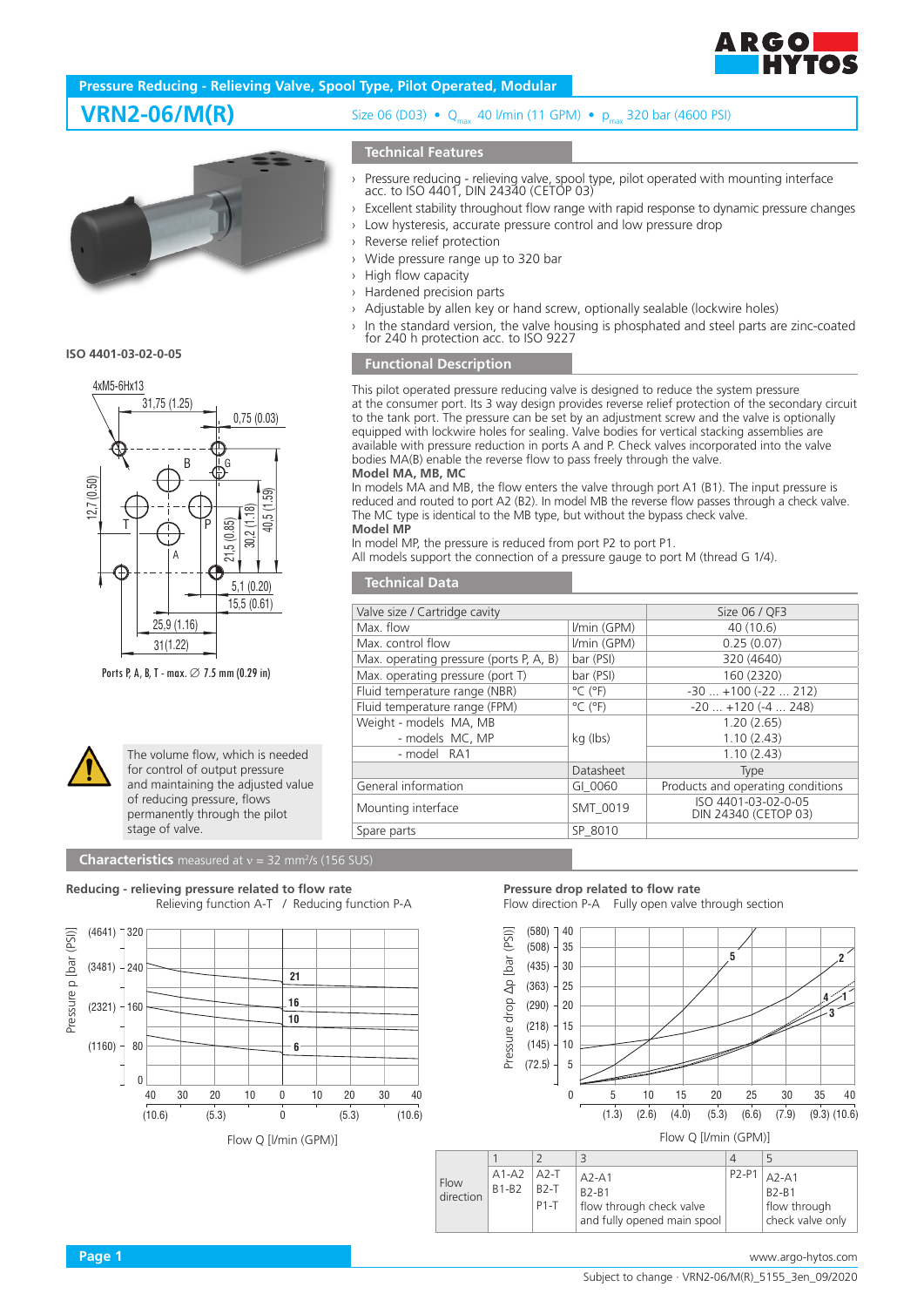# Pressure Reducing - Relieving Valve, Spool Type, Pilot Operated, Modular

## VRN2-06/M(R)

Size 06 (D03) • $Q_{max}$ 40 l/min (11 GPM) • $p_{max}$ 320 bar (4600 PSI)

ISO 4401-03-02-0-05

4xM5-6Hx13

Ports P, A, B, T - max. ∅ 7.5 mm (0.29 in)

The volume flow, which is needed for control of output pressure and maintaining the adjusted value of reducing pressure, flows permanently through the pilot stage of valve.

### Technical Features

- Pressure reducing - relieving valve, spool type, pilot operated with mounting interface acc. to ISO 4401, DIN 24340 (CETOP 03)
- Excellent stability throughout flow range with rapid response to dynamic pressure changes
- Low hysteresis, accurate pressure control and low pressure drop
- Reverse relief protection
- Wide pressure range up to 320 bar
- High flow capacity
- Hardened precision parts
- Adjustable by allen key or hand screw, optionally sealable (lockwire holes)
- In the standard version, the valve housing is phosphated and steel parts are zinc-coated for 240 h protection acc. to ISO 9227

### Functional Description

This pilot operated pressure reducing valve is designed to reduce the system pressure at the consumer port. Its 3 way design provides reverse relief protection of the secondary circuit to the tank port. The pressure can be set by an adjustment screw and the valve is optionally equipped with lockwire holes for sealing. Valve bodies for vertical stacking assemblies are available with pressure reduction in ports A and P. Check valves incorporated into the valve bodies MA(B) enable the reverse flow to pass freely through the valve.

**Model MA, MB, MC**

In models MA and MB, the flow enters the valve through port A1 (B1). The input pressure is reduced and routed to port A2 (B2). In model MB the reverse flow passes through a check valve. The MC type is identical to the MB type, but without the bypass check valve.

**Model MP**

In model MP, the pressure is reduced from port P2 to port P1.
All models support the connection of a pressure gauge to port M (thread G 1/4).

### Technical Data

| Valve size / Cartridge cavity | | Size 06 / QF3 |
|---|---|---|
| Max. flow | l/min (GPM) | 40 (10.6) |
| Max. control flow | l/min (GPM) | 0.25 (0.07) |
| Max. operating pressure (ports P, A, B) | bar (PSI) | 320 (4640) |
| Max. operating pressure (port T) | bar (PSI) | 160 (2320) |
| Fluid temperature range (NBR) | °C (°F) | -30 ... +100 (-22 ... 212) |
| Fluid temperature range (FPM) | °C (°F) | -20 ... +120 (-4 ... 248) |
| Weight - models MA, MB | kg (lbs) | 1.20 (2.65) |
| - models MC, MP | | 1.10 (2.43) |
| - model RA1 | | 1.10 (2.43) |
| | Datasheet | Type |
| General information | GI_0060 | Products and operating conditions |
| Mounting interface | SMT_0019 | ISO 4401-03-02-0-05<br>DIN 24340 (CETOP 03) |
| Spare parts | SP_8010 | |

### Characteristics measured at ν = 32 mm²/s (156 SUS)

**Reducing - relieving pressure related to flow rate**

Relieving function A-T / Reducing function P-A

**Pressure drop related to flow rate**

Flow direction P-A Fully open valve through section

| | 1 | 2 | 3 | 4 | 5 |
|---|---|---|---|---|---|
| Flow direction | A1-A2<br>B1-B2 | A2-T<br>B2-T<br>P1-T | A2-A1<br>B2-B1<br>flow through check valve and fully opened main spool | P2-P1 | A2-A1<br>B2-B1<br>flow through check valve only |

www.argo-hytos.com

Subject to change · VRN2-06/M(R)_5155_3en_09/2020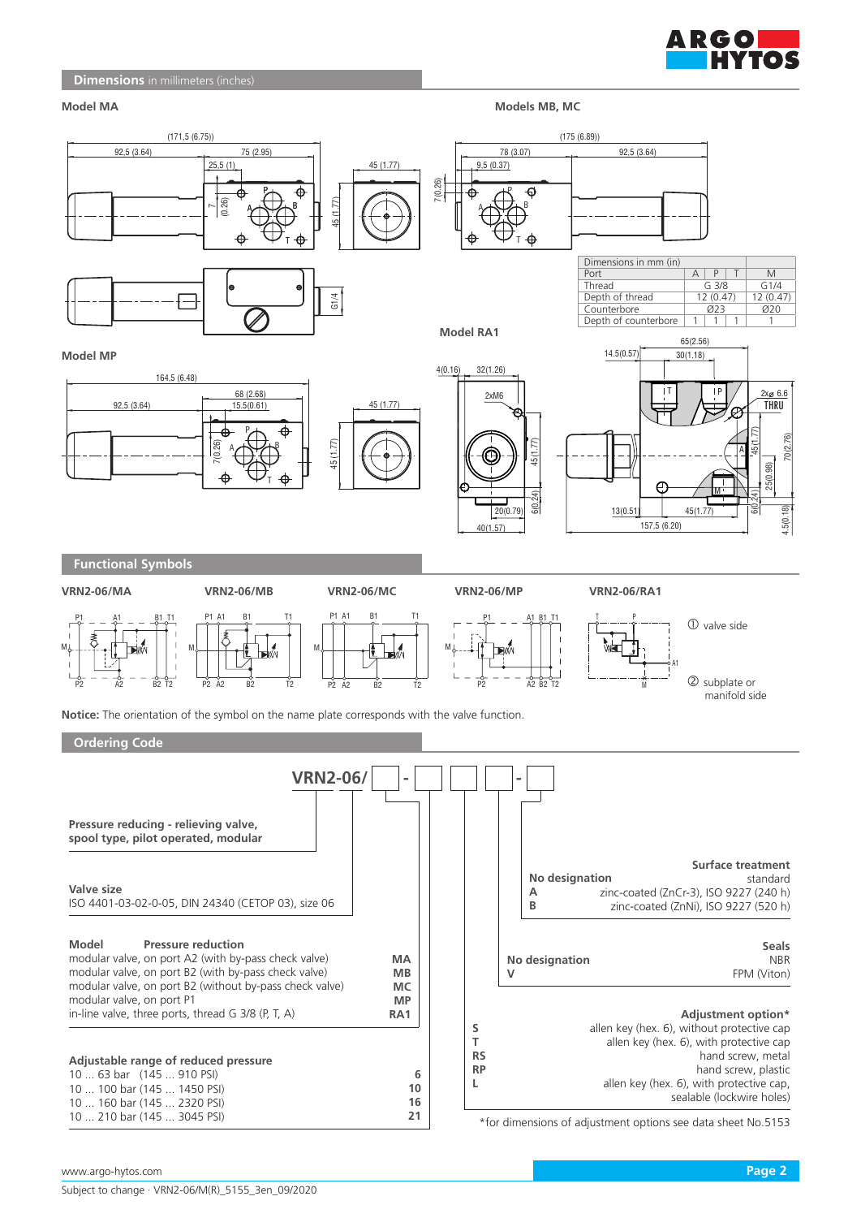## Dimensions in millimeters (inches)

### Model MA

(171,5 (6.75))
92,5 (3.64)
75 (2.95)
25,5 (1)
7 (0.26)
45 (1.77)
45 (1.77)
G1/4
P A B T

### Models MB, MC

(175 (6.89))
78 (3.07)
92,5 (3.64)
9,5 (0.37)
7 (0.26)
P A B T

| Dimensions in mm (in) | | | | |
|---|---|---|---|---|
| Port | A | P | T | M |
| Thread | G 3/8 | | | G1/4 |
| Depth of thread | 12 (0.47) | | | 12 (0.47) |
| Counterbore | Ø23 | | | Ø20 |
| Depth of counterbore | 1 | 1 | 1 | 1 |

### Model MP

164,5 (6.48)
92,5 (3.64)
68 (2.68)
15,5(0.61)
7(0.26)
45 (1.77)
45 (1.77)
P A B T

### Model RA1

4(0.16)
32(1.26)
2xM6
45(1.77)
6(0.24)
20(0.79)
40(1.57)
65(2.56)
14.5(0.57)
30(1.18)
2xø 6.6 THRU
45(1.77)
70(2.76)
25(0.98)
6(0.24)
4.5(0.18)
13(0.51)
45(1.77)
157,5 (6.20)
T P A M

## Functional Symbols

VRN2-06/MA
VRN2-06/MB
VRN2-06/MC
VRN2-06/MP
VRN2-06/RA1

① valve side

② subplate or manifold side

**Notice:** The orientation of the symbol on the name plate corresponds with the valve function.

## Ordering Code

**VRN2-06/ [ ] - [ ] [ ] [ ] - [ ]**

**Pressure reducing - relieving valve, spool type, pilot operated, modular**

**Valve size**
ISO 4401-03-02-0-05, DIN 24340 (CETOP 03), size 06

| **Model** | **Pressure reduction** | |
|---|---|---|
| modular valve, on port A2 (with by-pass check valve) | | **MA** |
| modular valve, on port B2 (with by-pass check valve) | | **MB** |
| modular valve, on port B2 (without by-pass check valve) | | **MC** |
| modular valve, on port P1 | | **MP** |
| in-line valve, three ports, thread G 3/8 (P, T, A) | | **RA1** |

| **Adjustable range of reduced pressure** | |
|---|---|
| 10 ... 63 bar (145 ... 910 PSI) | **6** |
| 10 ... 100 bar (145 ... 1450 PSI) | **10** |
| 10 ... 160 bar (145 ... 2320 PSI) | **16** |
| 10 ... 210 bar (145 ... 3045 PSI) | **21** |

| | **Adjustment option*** |
|---|---|
| **S** | allen key (hex. 6), without protective cap |
| **T** | allen key (hex. 6), with protective cap |
| **RS** | hand screw, metal |
| **RP** | hand screw, plastic |
| **L** | allen key (hex. 6), with protective cap, sealable (lockwire holes) |

*for dimensions of adjustment options see data sheet No.5153

| | **Seals** |
|---|---|
| **No designation** | NBR |
| **V** | FPM (Viton) |

| | **Surface treatment** |
|---|---|
| **No designation** | standard |
| **A** | zinc-coated (ZnCr-3), ISO 9227 (240 h) |
| **B** | zinc-coated (ZnNi), ISO 9227 (520 h) |

www.argo-hytos.com

Subject to change · VRN2-06/M(R)_5155_3en_09/2020